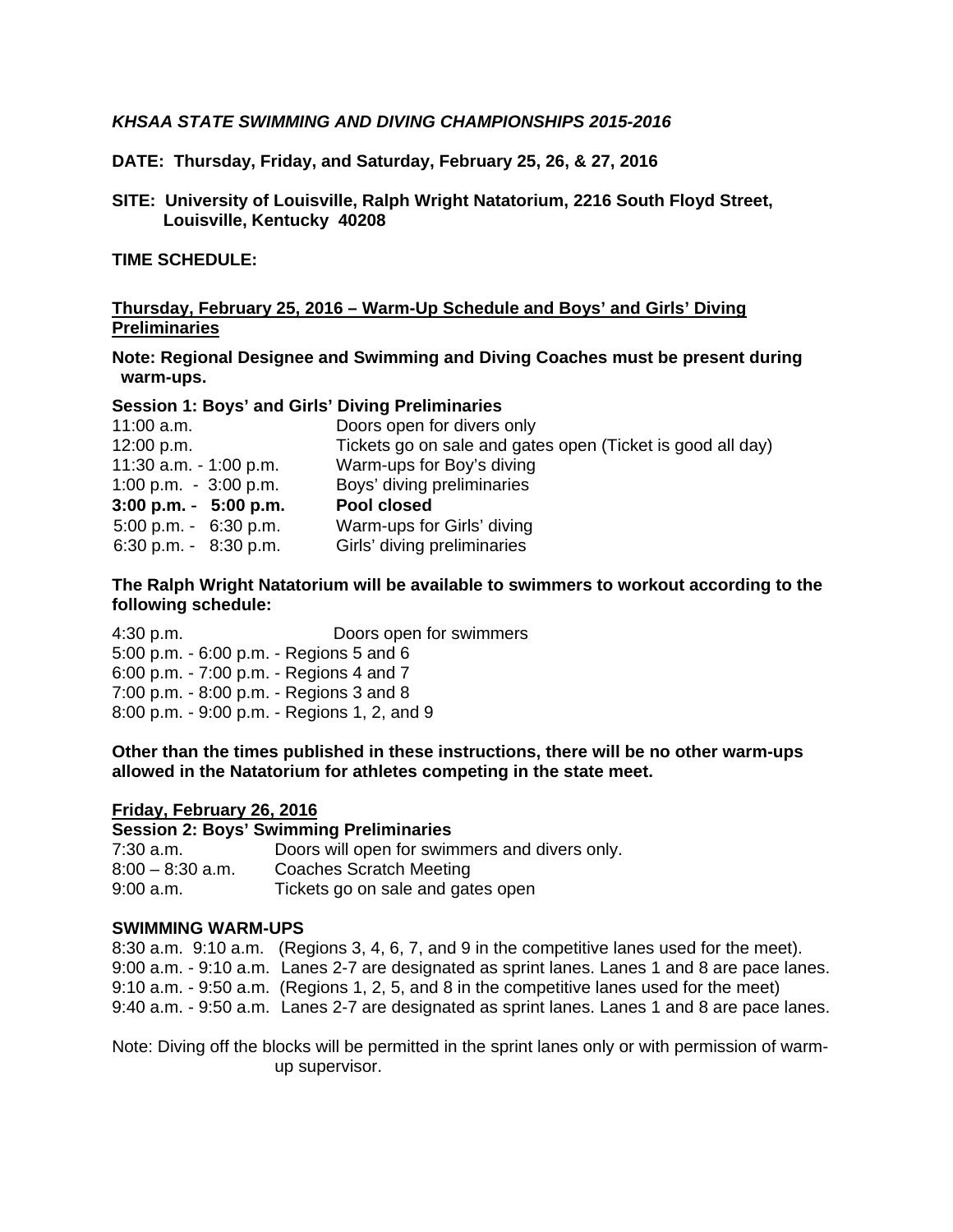***KHSAA STATE SWIMMING AND DIVING CHAMPIONSHIPS 2015-2016***

**DATE: Thursday, Friday, and Saturday, February 25, 26, & 27, 2016**

**SITE: University of Louisville, Ralph Wright Natatorium, 2216 South Floyd Street, Louisville, Kentucky 40208**

**TIME SCHEDULE:**

**<u>Thursday, February 25, 2016 – Warm-Up Schedule and Boys' and Girls' Diving Preliminaries</u>**

**Note: Regional Designee and Swimming and Diving Coaches must be present during warm-ups.**

**Session 1: Boys' and Girls' Diving Preliminaries**

| | |
|---|---|
| 11:00 a.m. | Doors open for divers only |
| 12:00 p.m. | Tickets go on sale and gates open (Ticket is good all day) |
| 11:30 a.m. - 1:00 p.m. | Warm-ups for Boy's diving |
| 1:00 p.m. - 3:00 p.m. | Boys' diving preliminaries |
| **3:00 p.m. - 5:00 p.m.** | **Pool closed** |
| 5:00 p.m. - 6:30 p.m. | Warm-ups for Girls' diving |
| 6:30 p.m. - 8:30 p.m. | Girls' diving preliminaries |

**The Ralph Wright Natatorium will be available to swimmers to workout according to the following schedule:**

4:30 p.m. Doors open for swimmers
5:00 p.m. - 6:00 p.m. - Regions 5 and 6
6:00 p.m. - 7:00 p.m. - Regions 4 and 7
7:00 p.m. - 8:00 p.m. - Regions 3 and 8
8:00 p.m. - 9:00 p.m. - Regions 1, 2, and 9

**Other than the times published in these instructions, there will be no other warm-ups allowed in the Natatorium for athletes competing in the state meet.**

**<u>Friday, February 26, 2016</u>**

**Session 2: Boys' Swimming Preliminaries**

| | |
|---|---|
| 7:30 a.m. | Doors will open for swimmers and divers only. |
| 8:00 – 8:30 a.m. | Coaches Scratch Meeting |
| 9:00 a.m. | Tickets go on sale and gates open |

**SWIMMING WARM-UPS**

8:30 a.m. 9:10 a.m. (Regions 3, 4, 6, 7, and 9 in the competitive lanes used for the meet).
9:00 a.m. - 9:10 a.m. Lanes 2-7 are designated as sprint lanes. Lanes 1 and 8 are pace lanes.
9:10 a.m. - 9:50 a.m. (Regions 1, 2, 5, and 8 in the competitive lanes used for the meet)
9:40 a.m. - 9:50 a.m. Lanes 2-7 are designated as sprint lanes. Lanes 1 and 8 are pace lanes.

Note: Diving off the blocks will be permitted in the sprint lanes only or with permission of warm-up supervisor.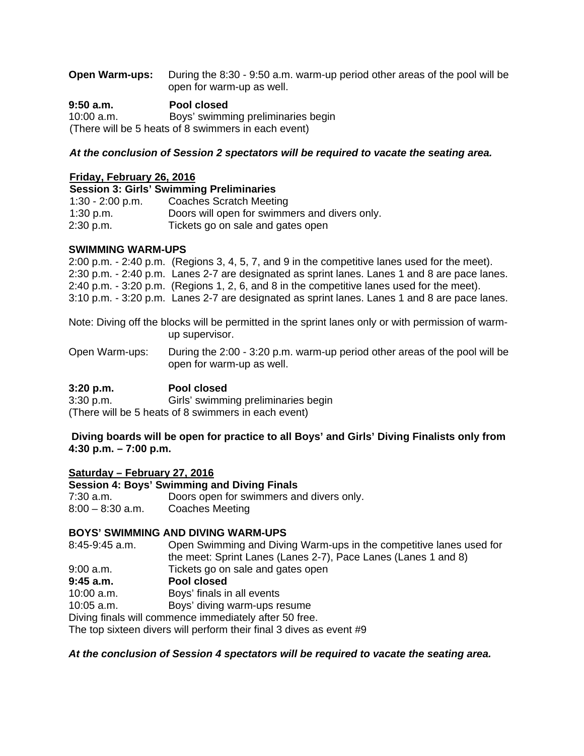**Open Warm-ups:** During the 8:30 - 9:50 a.m. warm-up period other areas of the pool will be open for warm-up as well.

**9:50 a.m.** **Pool closed**
10:00 a.m. Boys' swimming preliminaries begin
(There will be 5 heats of 8 swimmers in each event)

***At the conclusion of Session 2 spectators will be required to vacate the seating area.***

**<u>Friday, February 26, 2016</u>**
**Session 3: Girls' Swimming Preliminaries**
1:30 - 2:00 p.m. Coaches Scratch Meeting
1:30 p.m. Doors will open for swimmers and divers only.
2:30 p.m. Tickets go on sale and gates open

**SWIMMING WARM-UPS**
2:00 p.m. - 2:40 p.m. (Regions 3, 4, 5, 7, and 9 in the competitive lanes used for the meet).
2:30 p.m. - 2:40 p.m. Lanes 2-7 are designated as sprint lanes. Lanes 1 and 8 are pace lanes.
2:40 p.m. - 3:20 p.m. (Regions 1, 2, 6, and 8 in the competitive lanes used for the meet).
3:10 p.m. - 3:20 p.m. Lanes 2-7 are designated as sprint lanes. Lanes 1 and 8 are pace lanes.

Note: Diving off the blocks will be permitted in the sprint lanes only or with permission of warm-up supervisor.

Open Warm-ups: During the 2:00 - 3:20 p.m. warm-up period other areas of the pool will be open for warm-up as well.

**3:20 p.m.** **Pool closed**
3:30 p.m. Girls' swimming preliminaries begin
(There will be 5 heats of 8 swimmers in each event)

**Diving boards will be open for practice to all Boys' and Girls' Diving Finalists only from 4:30 p.m. – 7:00 p.m.**

**<u>Saturday – February 27, 2016</u>**
**Session 4: Boys' Swimming and Diving Finals**
7:30 a.m. Doors open for swimmers and divers only.
8:00 – 8:30 a.m. Coaches Meeting

**BOYS' SWIMMING AND DIVING WARM-UPS**
8:45-9:45 a.m. Open Swimming and Diving Warm-ups in the competitive lanes used for the meet: Sprint Lanes (Lanes 2-7), Pace Lanes (Lanes 1 and 8)
9:00 a.m. Tickets go on sale and gates open
**9:45 a.m.** **Pool closed**
10:00 a.m. Boys' finals in all events
10:05 a.m. Boys' diving warm-ups resume
Diving finals will commence immediately after 50 free.
The top sixteen divers will perform their final 3 dives as event #9

***At the conclusion of Session 4 spectators will be required to vacate the seating area.***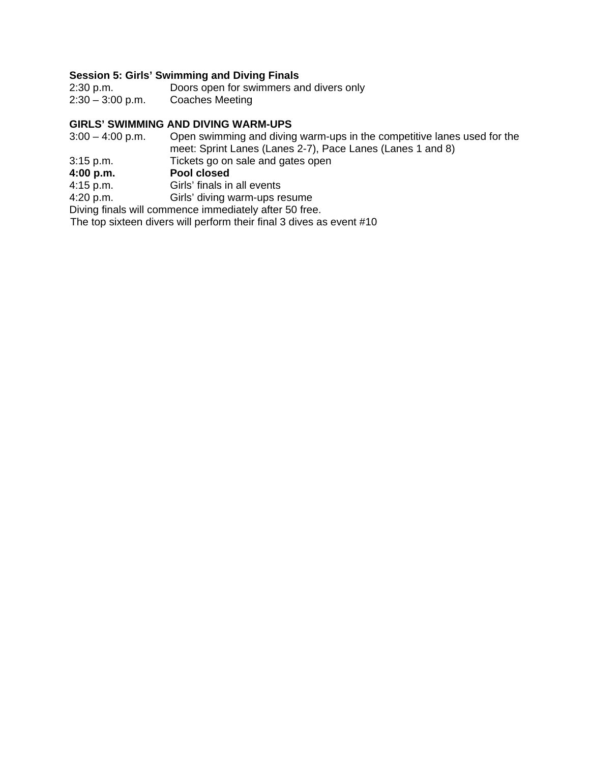**Session 5: Girls' Swimming and Diving Finals**

| | |
|---|---|
| 2:30 p.m. | Doors open for swimmers and divers only |
| 2:30 – 3:00 p.m. | Coaches Meeting |

**GIRLS' SWIMMING AND DIVING WARM-UPS**

| | |
|---|---|
| 3:00 – 4:00 p.m. | Open swimming and diving warm-ups in the competitive lanes used for the meet: Sprint Lanes (Lanes 2-7), Pace Lanes (Lanes 1 and 8) |
| 3:15 p.m. | Tickets go on sale and gates open |
| **4:00 p.m.** | **Pool closed** |
| 4:15 p.m. | Girls' finals in all events |
| 4:20 p.m. | Girls' diving warm-ups resume |

Diving finals will commence immediately after 50 free.
The top sixteen divers will perform their final 3 dives as event #10